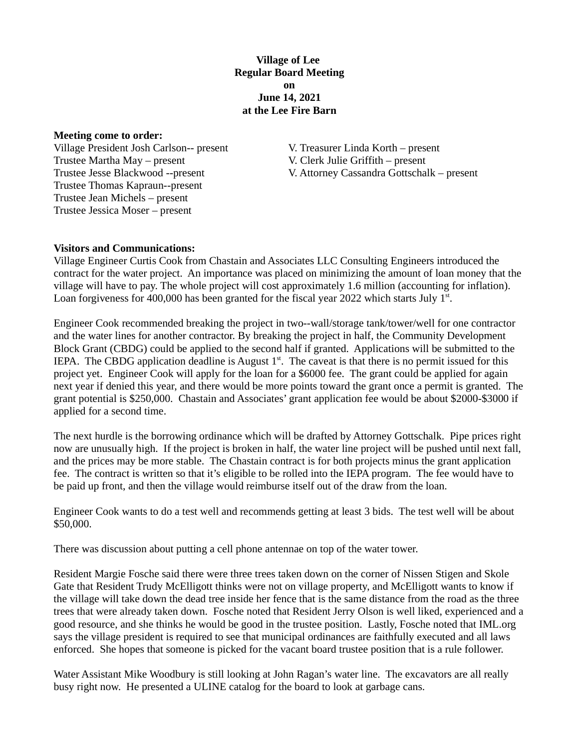**Village of Lee**
**Regular Board Meeting**
**on**
**June 14, 2021**
**at the Lee Fire Barn**

**Meeting come to order:**

Village President Josh Carlson-- present
Trustee Martha May – present
Trustee Jesse Blackwood --present
Trustee Thomas Kapraun--present
Trustee Jean Michels – present
Trustee Jessica Moser – present

V. Treasurer Linda Korth – present
V. Clerk Julie Griffith – present
V. Attorney Cassandra Gottschalk – present

**Visitors and Communications:**

Village Engineer Curtis Cook from Chastain and Associates LLC Consulting Engineers introduced the contract for the water project. An importance was placed on minimizing the amount of loan money that the village will have to pay. The whole project will cost approximately 1.6 million (accounting for inflation). Loan forgiveness for 400,000 has been granted for the fiscal year 2022 which starts July 1st.

Engineer Cook recommended breaking the project in two--wall/storage tank/tower/well for one contractor and the water lines for another contractor. By breaking the project in half, the Community Development Block Grant (CBDG) could be applied to the second half if granted. Applications will be submitted to the IEPA. The CBDG application deadline is August 1st. The caveat is that there is no permit issued for this project yet. Engineer Cook will apply for the loan for a $6000 fee. The grant could be applied for again next year if denied this year, and there would be more points toward the grant once a permit is granted. The grant potential is $250,000. Chastain and Associates' grant application fee would be about $2000-$3000 if applied for a second time.

The next hurdle is the borrowing ordinance which will be drafted by Attorney Gottschalk. Pipe prices right now are unusually high. If the project is broken in half, the water line project will be pushed until next fall, and the prices may be more stable. The Chastain contract is for both projects minus the grant application fee. The contract is written so that it's eligible to be rolled into the IEPA program. The fee would have to be paid up front, and then the village would reimburse itself out of the draw from the loan.

Engineer Cook wants to do a test well and recommends getting at least 3 bids. The test well will be about $50,000.

There was discussion about putting a cell phone antennae on top of the water tower.

Resident Margie Fosche said there were three trees taken down on the corner of Nissen Stigen and Skole Gate that Resident Trudy McElligott thinks were not on village property, and McElligott wants to know if the village will take down the dead tree inside her fence that is the same distance from the road as the three trees that were already taken down. Fosche noted that Resident Jerry Olson is well liked, experienced and a good resource, and she thinks he would be good in the trustee position. Lastly, Fosche noted that IML.org says the village president is required to see that municipal ordinances are faithfully executed and all laws enforced. She hopes that someone is picked for the vacant board trustee position that is a rule follower.

Water Assistant Mike Woodbury is still looking at John Ragan's water line. The excavators are all really busy right now. He presented a ULINE catalog for the board to look at garbage cans.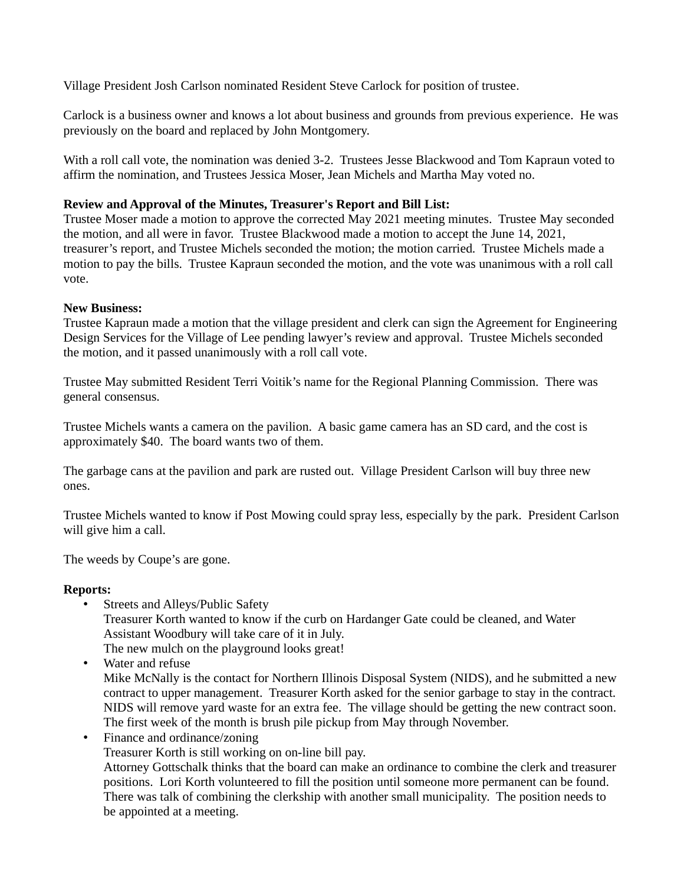Village President Josh Carlson nominated Resident Steve Carlock for position of trustee.

Carlock is a business owner and knows a lot about business and grounds from previous experience. He was previously on the board and replaced by John Montgomery.

With a roll call vote, the nomination was denied 3-2. Trustees Jesse Blackwood and Tom Kapraun voted to affirm the nomination, and Trustees Jessica Moser, Jean Michels and Martha May voted no.

**Review and Approval of the Minutes, Treasurer's Report and Bill List:**
Trustee Moser made a motion to approve the corrected May 2021 meeting minutes. Trustee May seconded the motion, and all were in favor. Trustee Blackwood made a motion to accept the June 14, 2021, treasurer's report, and Trustee Michels seconded the motion; the motion carried. Trustee Michels made a motion to pay the bills. Trustee Kapraun seconded the motion, and the vote was unanimous with a roll call vote.

**New Business:**
Trustee Kapraun made a motion that the village president and clerk can sign the Agreement for Engineering Design Services for the Village of Lee pending lawyer's review and approval. Trustee Michels seconded the motion, and it passed unanimously with a roll call vote.

Trustee May submitted Resident Terri Voitik's name for the Regional Planning Commission. There was general consensus.

Trustee Michels wants a camera on the pavilion. A basic game camera has an SD card, and the cost is approximately $40. The board wants two of them.

The garbage cans at the pavilion and park are rusted out. Village President Carlson will buy three new ones.

Trustee Michels wanted to know if Post Mowing could spray less, especially by the park. President Carlson will give him a call.

The weeds by Coupe's are gone.

**Reports:**

- Streets and Alleys/Public Safety
  Treasurer Korth wanted to know if the curb on Hardanger Gate could be cleaned, and Water Assistant Woodbury will take care of it in July.
  The new mulch on the playground looks great!
- Water and refuse
  Mike McNally is the contact for Northern Illinois Disposal System (NIDS), and he submitted a new contract to upper management. Treasurer Korth asked for the senior garbage to stay in the contract. NIDS will remove yard waste for an extra fee. The village should be getting the new contract soon. The first week of the month is brush pile pickup from May through November.
- Finance and ordinance/zoning
  Treasurer Korth is still working on on-line bill pay.
  Attorney Gottschalk thinks that the board can make an ordinance to combine the clerk and treasurer positions. Lori Korth volunteered to fill the position until someone more permanent can be found. There was talk of combining the clerkship with another small municipality. The position needs to be appointed at a meeting.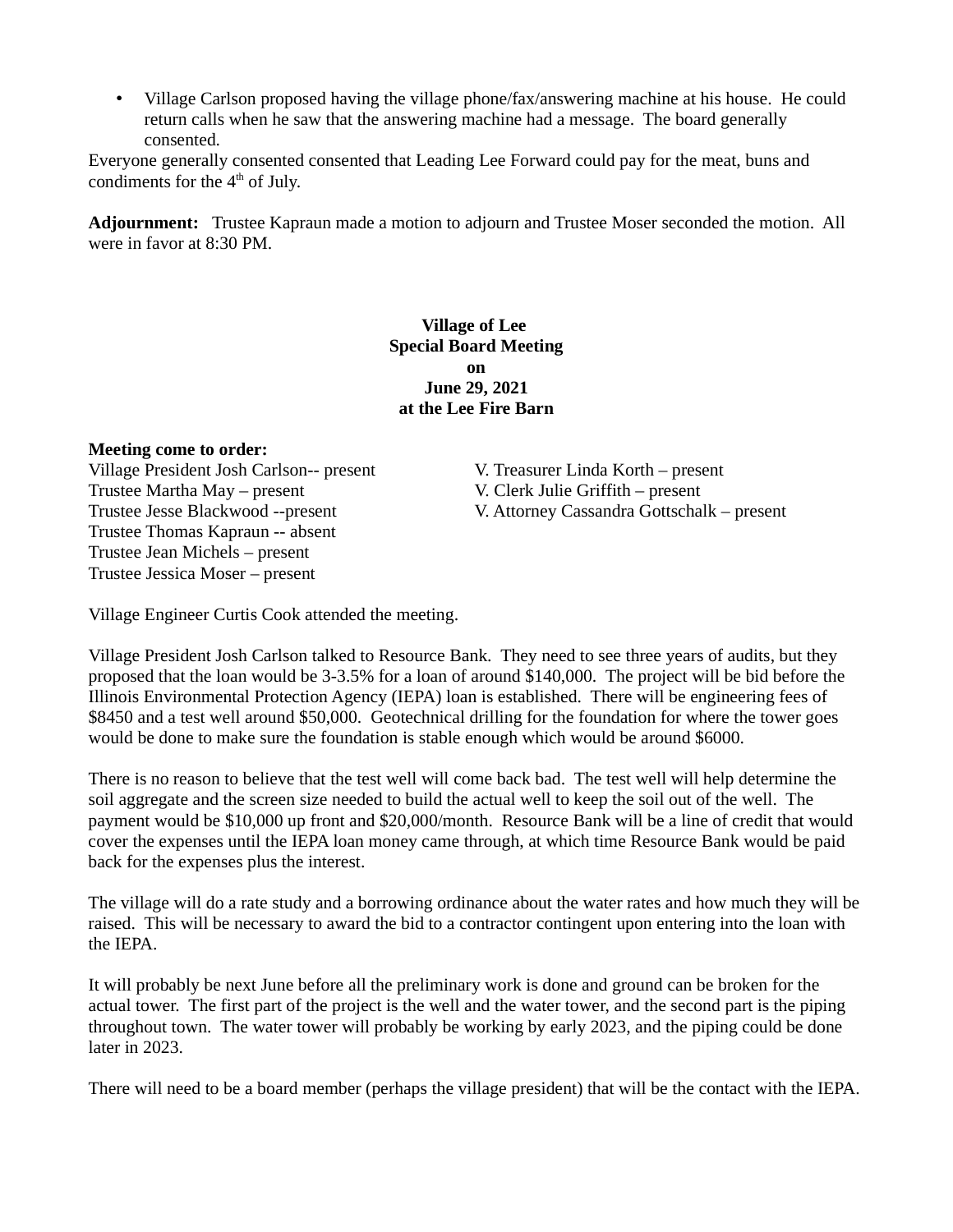- Village Carlson proposed having the village phone/fax/answering machine at his house. He could return calls when he saw that the answering machine had a message. The board generally consented.

Everyone generally consented consented that Leading Lee Forward could pay for the meat, buns and condiments for the 4th of July.

**Adjournment:** Trustee Kapraun made a motion to adjourn and Trustee Moser seconded the motion. All were in favor at 8:30 PM.

**Village of Lee**
**Special Board Meeting**
**on**
**June 29, 2021**
**at the Lee Fire Barn**

**Meeting come to order:**

Village President Josh Carlson-- present
Trustee Martha May – present
Trustee Jesse Blackwood --present
Trustee Thomas Kapraun -- absent
Trustee Jean Michels – present
Trustee Jessica Moser – present

V. Treasurer Linda Korth – present
V. Clerk Julie Griffith – present
V. Attorney Cassandra Gottschalk – present

Village Engineer Curtis Cook attended the meeting.

Village President Josh Carlson talked to Resource Bank. They need to see three years of audits, but they proposed that the loan would be 3-3.5% for a loan of around $140,000. The project will be bid before the Illinois Environmental Protection Agency (IEPA) loan is established. There will be engineering fees of $8450 and a test well around $50,000. Geotechnical drilling for the foundation for where the tower goes would be done to make sure the foundation is stable enough which would be around $6000.

There is no reason to believe that the test well will come back bad. The test well will help determine the soil aggregate and the screen size needed to build the actual well to keep the soil out of the well. The payment would be $10,000 up front and $20,000/month. Resource Bank will be a line of credit that would cover the expenses until the IEPA loan money came through, at which time Resource Bank would be paid back for the expenses plus the interest.

The village will do a rate study and a borrowing ordinance about the water rates and how much they will be raised. This will be necessary to award the bid to a contractor contingent upon entering into the loan with the IEPA.

It will probably be next June before all the preliminary work is done and ground can be broken for the actual tower. The first part of the project is the well and the water tower, and the second part is the piping throughout town. The water tower will probably be working by early 2023, and the piping could be done later in 2023.

There will need to be a board member (perhaps the village president) that will be the contact with the IEPA.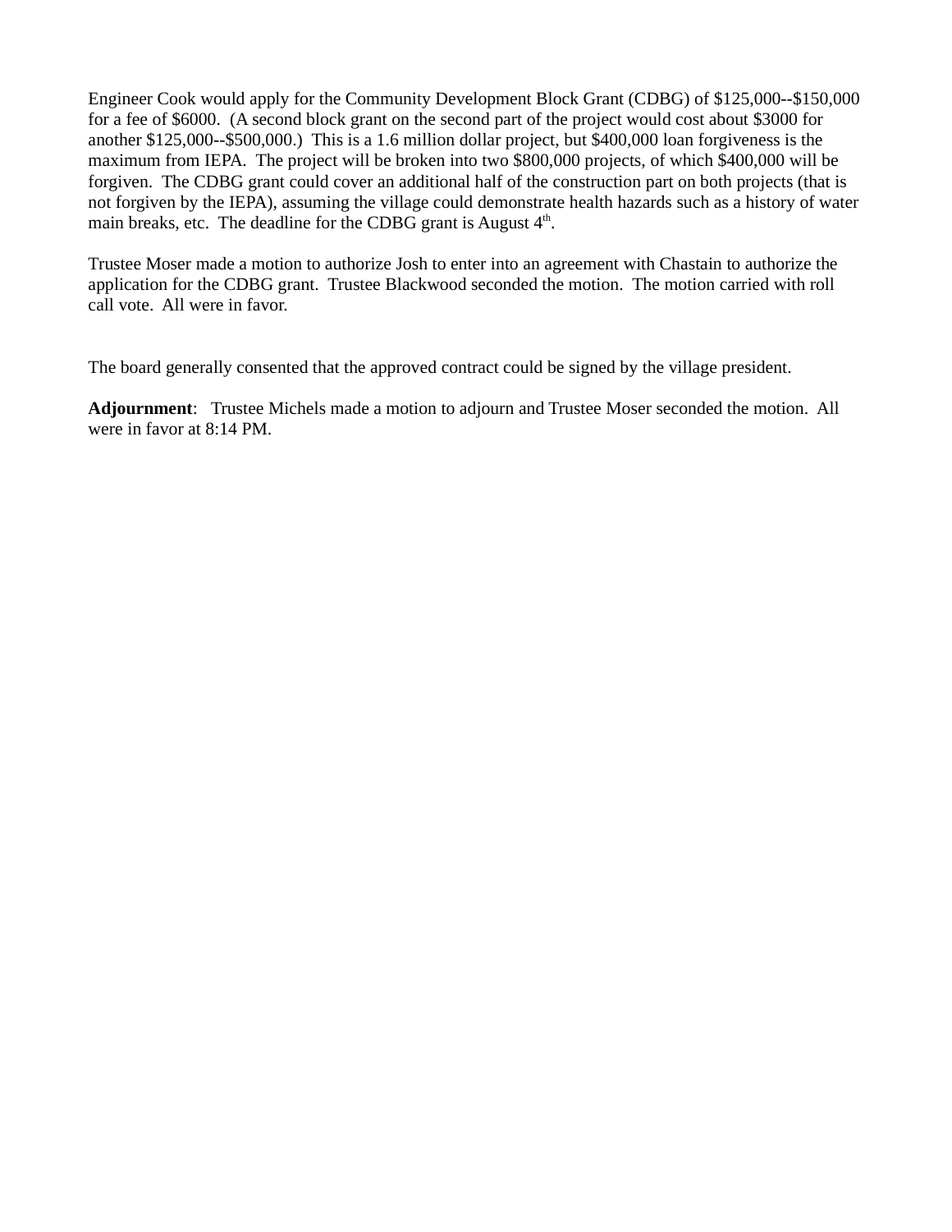Engineer Cook would apply for the Community Development Block Grant (CDBG) of $125,000--$150,000 for a fee of $6000. (A second block grant on the second part of the project would cost about $3000 for another $125,000--$500,000.) This is a 1.6 million dollar project, but $400,000 loan forgiveness is the maximum from IEPA. The project will be broken into two $800,000 projects, of which $400,000 will be forgiven. The CDBG grant could cover an additional half of the construction part on both projects (that is not forgiven by the IEPA), assuming the village could demonstrate health hazards such as a history of water main breaks, etc. The deadline for the CDBG grant is August 4th.

Trustee Moser made a motion to authorize Josh to enter into an agreement with Chastain to authorize the application for the CDBG grant. Trustee Blackwood seconded the motion. The motion carried with roll call vote. All were in favor.

The board generally consented that the approved contract could be signed by the village president.

**Adjournment**: Trustee Michels made a motion to adjourn and Trustee Moser seconded the motion. All were in favor at 8:14 PM.